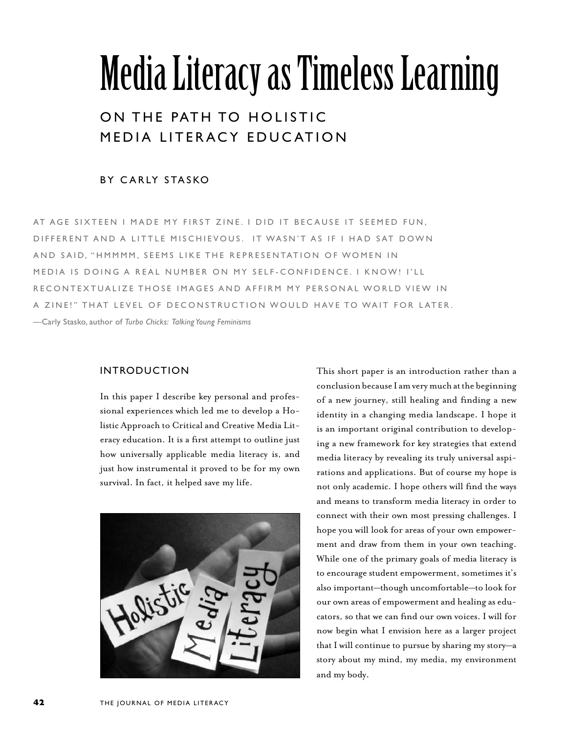# Media Literacy as Timeless Learning

## ON THE PATH TO HOLISTIC MEDIA LITERACY EDUCATION

BY CARLY STASKO

AT AGE SIXTEEN I MADE MY FIRST ZINE. I DID IT BECAUSE IT SEEMED FUN, DIFFERENT AND A LITTLE MISCHIEVOUS. IT WASN'T AS IF I HAD SAT DOWN AND SAID, "HMMMM, SEEMS LIKE THE REPRESENTATION OF WOMEN IN MEDIA IS DOING A REAL NUMBER ON MY SELF-CONFIDENCE. I KNOW! I'LL RECONTEXTUALIZE THOSE IMAGES AND AFFIRM MY PERSONAL WORLD VIEW IN A ZINE!" THAT LEVEL OF DECONSTRUCTION WOULD HAVE TO WAIT FOR LATER.

—Carly Stasko, author of *Turbo Chicks: Talking Young Feminisms*

### INTRODUCTION

In this paper I describe key personal and professional experiences which led me to develop a Holistic Approach to Critical and Creative Media Literacy education. It is a first attempt to outline just how universally applicable media literacy is, and just how instrumental it proved to be for my own survival. In fact, it helped save my life.

This short paper is an introduction rather than a conclusion because I am very much at the beginning of a new journey, still healing and finding a new identity in a changing media landscape. I hope it is an important original contribution to developing a new framework for key strategies that extend media literacy by revealing its truly universal aspirations and applications. But of course my hope is not only academic. I hope others will find the ways and means to transform media literacy in order to connect with their own most pressing challenges. I hope you will look for areas of your own empowerment and draw from them in your own teaching. While one of the primary goals of media literacy is to encourage student empowerment, sometimes it's also important—though uncomfortable—to look for our own areas of empowerment and healing as educators, so that we can find our own voices. I will for now begin what I envision here as a larger project that I will continue to pursue by sharing my story—a story about my mind, my media, my environment and my body.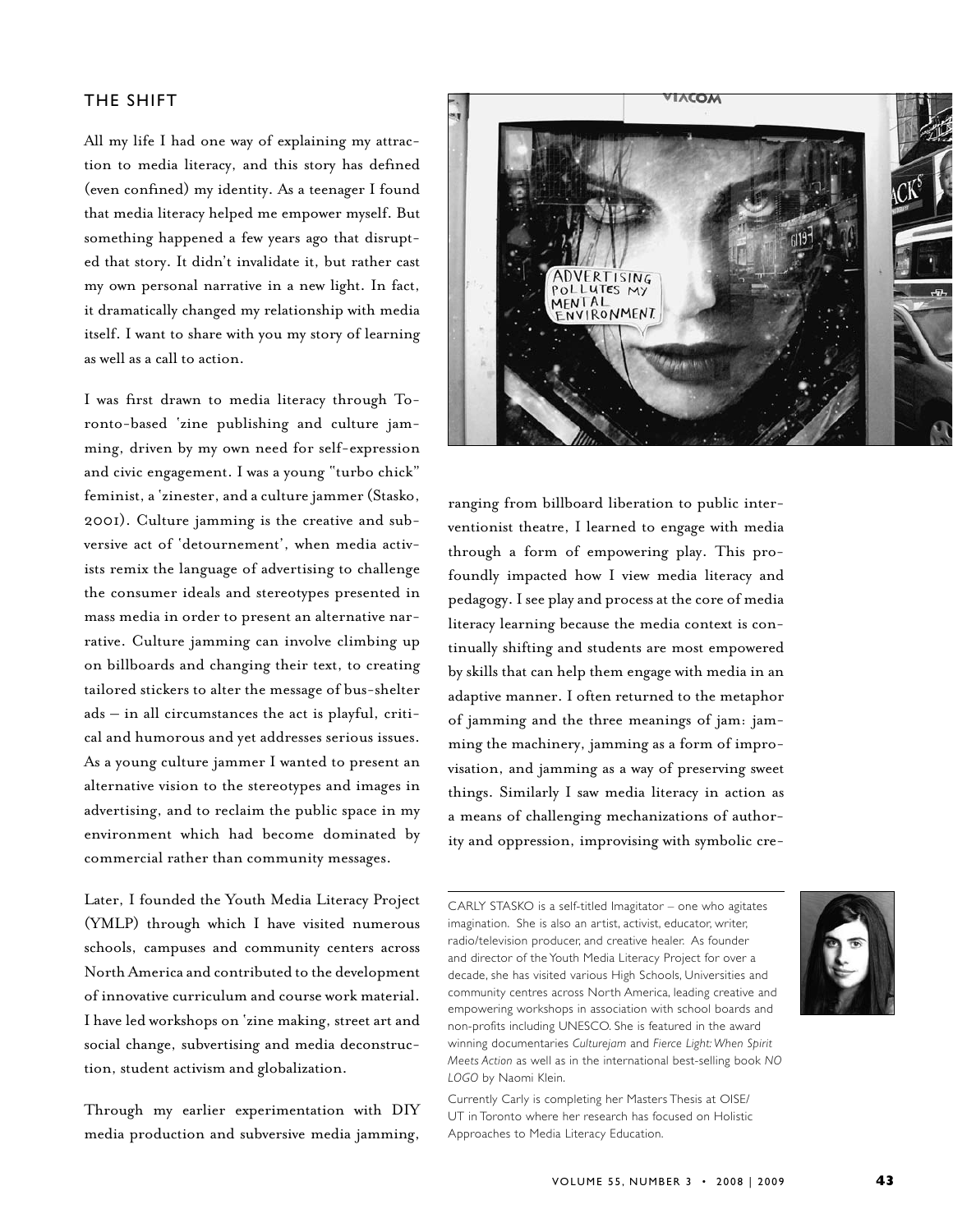## THE SHIFT

All my life I had one way of explaining my attraction to media literacy, and this story has defined (even confined) my identity. As a teenager I found that media literacy helped me empower myself. But something happened a few years ago that disrupted that story. It didn't invalidate it, but rather cast my own personal narrative in a new light. In fact, it dramatically changed my relationship with media itself. I want to share with you my story of learning as well as a call to action.

I was first drawn to media literacy through Toronto-based 'zine publishing and culture jamming, driven by my own need for self-expression and civic engagement. I was a young "turbo chick" feminist, a 'zinester, and a culture jammer (Stasko, 2001). Culture jamming is the creative and subversive act of 'detournement', when media activists remix the language of advertising to challenge the consumer ideals and stereotypes presented in mass media in order to present an alternative narrative. Culture jamming can involve climbing up on billboards and changing their text, to creating tailored stickers to alter the message of bus-shelter ads – in all circumstances the act is playful, critical and humorous and yet addresses serious issues. As a young culture jammer I wanted to present an alternative vision to the stereotypes and images in advertising, and to reclaim the public space in my environment which had become dominated by commercial rather than community messages.

Later, I founded the Youth Media Literacy Project (YMLP) through which I have visited numerous schools, campuses and community centers across North America and contributed to the development of innovative curriculum and course work material. I have led workshops on 'zine making, street art and social change, subvertising and media deconstruction, student activism and globalization.

Through my earlier experimentation with DIY media production and subversive media jamming, ranging from billboard liberation to public interventionist theatre, I learned to engage with media through a form of empowering play. This profoundly impacted how I view media literacy and pedagogy. I see play and process at the core of media literacy learning because the media context is continually shifting and students are most empowered by skills that can help them engage with media in an adaptive manner. I often returned to the metaphor of jamming and the three meanings of jam: jamming the machinery, jamming as a form of improvisation, and jamming as a way of preserving sweet things. Similarly I saw media literacy in action as a means of challenging mechanizations of authority and oppression, improvising with symbolic cre-

---

CARLY STASKO is a self-titled Imagitator – one who agitates imagination. She is also an artist, activist, educator, writer, radio/television producer, and creative healer. As founder and director of the Youth Media Literacy Project for over a decade, she has visited various High Schools, Universities and community centres across North America, leading creative and empowering workshops in association with school boards and non-profits including UNESCO. She is featured in the award winning documentaries *Culturejam* and *Fierce Light: When Spirit Meets Action* as well as in the international best-selling book *NO LOGO* by Naomi Klein.

Currently Carly is completing her Masters Thesis at OISE/UT in Toronto where her research has focused on Holistic Approaches to Media Literacy Education.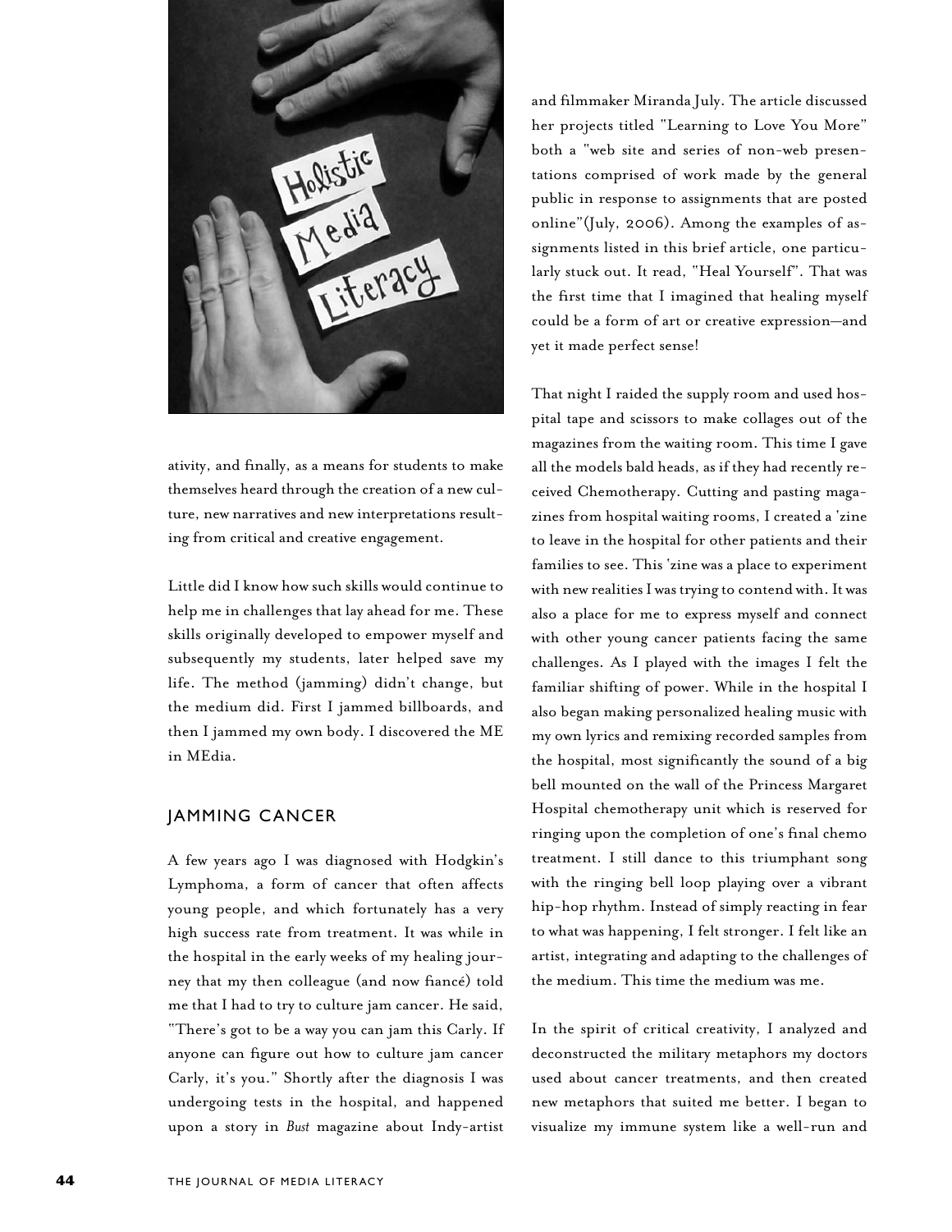ativity, and finally, as a means for students to make themselves heard through the creation of a new culture, new narratives and new interpretations resulting from critical and creative engagement.

Little did I know how such skills would continue to help me in challenges that lay ahead for me. These skills originally developed to empower myself and subsequently my students, later helped save my life. The method (jamming) didn't change, but the medium did. First I jammed billboards, and then I jammed my own body. I discovered the ME in MEdia.

## JAMMING CANCER

A few years ago I was diagnosed with Hodgkin's Lymphoma, a form of cancer that often affects young people, and which fortunately has a very high success rate from treatment. It was while in the hospital in the early weeks of my healing journey that my then colleague (and now fiancé) told me that I had to try to culture jam cancer. He said, "There's got to be a way you can jam this Carly. If anyone can figure out how to culture jam cancer Carly, it's you." Shortly after the diagnosis I was undergoing tests in the hospital, and happened upon a story in *Bust* magazine about Indy-artist and filmmaker Miranda July. The article discussed her projects titled "Learning to Love You More" both a "web site and series of non-web presentations comprised of work made by the general public in response to assignments that are posted online"(July, 2006). Among the examples of assignments listed in this brief article, one particularly stuck out. It read, "Heal Yourself". That was the first time that I imagined that healing myself could be a form of art or creative expression—and yet it made perfect sense!

That night I raided the supply room and used hospital tape and scissors to make collages out of the magazines from the waiting room. This time I gave all the models bald heads, as if they had recently received Chemotherapy. Cutting and pasting magazines from hospital waiting rooms, I created a 'zine to leave in the hospital for other patients and their families to see. This 'zine was a place to experiment with new realities I was trying to contend with. It was also a place for me to express myself and connect with other young cancer patients facing the same challenges. As I played with the images I felt the familiar shifting of power. While in the hospital I also began making personalized healing music with my own lyrics and remixing recorded samples from the hospital, most significantly the sound of a big bell mounted on the wall of the Princess Margaret Hospital chemotherapy unit which is reserved for ringing upon the completion of one's final chemo treatment. I still dance to this triumphant song with the ringing bell loop playing over a vibrant hip-hop rhythm. Instead of simply reacting in fear to what was happening, I felt stronger. I felt like an artist, integrating and adapting to the challenges of the medium. This time the medium was me.

In the spirit of critical creativity, I analyzed and deconstructed the military metaphors my doctors used about cancer treatments, and then created new metaphors that suited me better. I began to visualize my immune system like a well-run and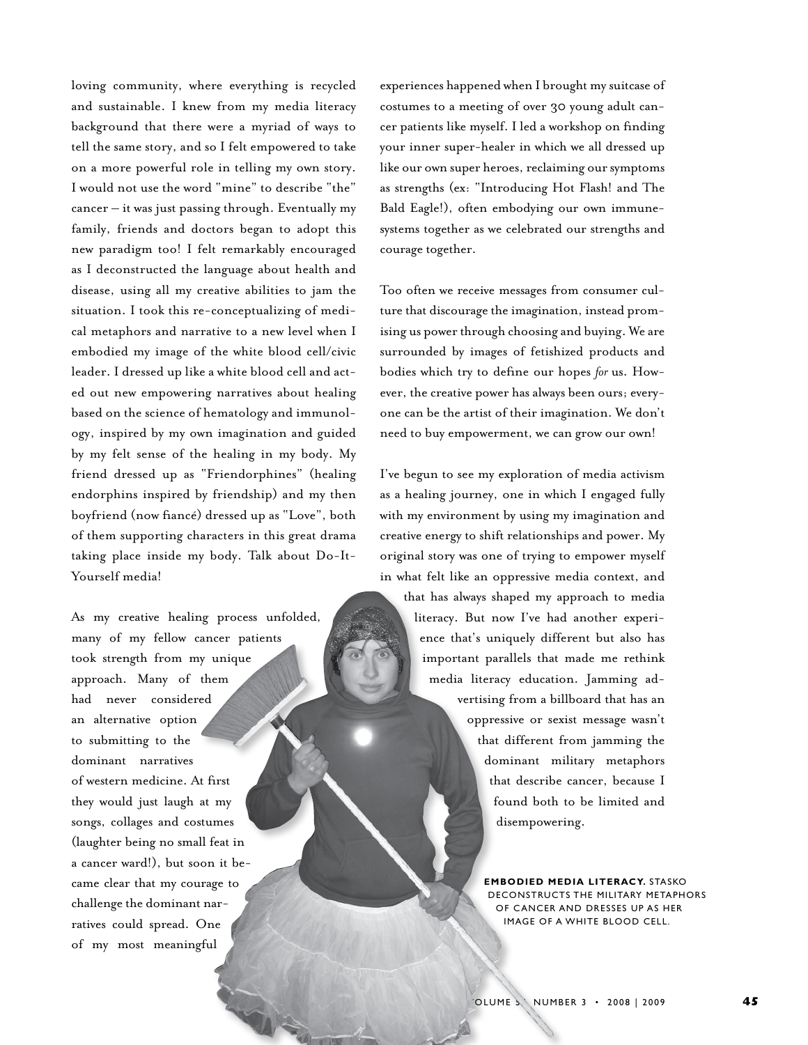loving community, where everything is recycled and sustainable. I knew from my media literacy background that there were a myriad of ways to tell the same story, and so I felt empowered to take on a more powerful role in telling my own story. I would not use the word "mine" to describe "the" cancer – it was just passing through. Eventually my family, friends and doctors began to adopt this new paradigm too! I felt remarkably encouraged as I deconstructed the language about health and disease, using all my creative abilities to jam the situation. I took this re-conceptualizing of medical metaphors and narrative to a new level when I embodied my image of the white blood cell/civic leader. I dressed up like a white blood cell and acted out new empowering narratives about healing based on the science of hematology and immunology, inspired by my own imagination and guided by my felt sense of the healing in my body. My friend dressed up as "Friendorphines" (healing endorphins inspired by friendship) and my then boyfriend (now fiancé) dressed up as "Love", both of them supporting characters in this great drama taking place inside my body. Talk about Do-It-Yourself media!

As my creative healing process unfolded, many of my fellow cancer patients took strength from my unique approach. Many of them had never considered an alternative option to submitting to the dominant narratives of western medicine. At first they would just laugh at my songs, collages and costumes (laughter being no small feat in a cancer ward!), but soon it became clear that my courage to challenge the dominant narratives could spread. One of my most meaningful experiences happened when I brought my suitcase of costumes to a meeting of over 30 young adult cancer patients like myself. I led a workshop on finding your inner super-healer in which we all dressed up like our own super heroes, reclaiming our symptoms as strengths (ex: "Introducing Hot Flash! and The Bald Eagle!), often embodying our own immune-systems together as we celebrated our strengths and courage together.

Too often we receive messages from consumer culture that discourage the imagination, instead promising us power through choosing and buying. We are surrounded by images of fetishized products and bodies which try to define our hopes *for* us. However, the creative power has always been ours; everyone can be the artist of their imagination. We don't need to buy empowerment, we can grow our own!

I've begun to see my exploration of media activism as a healing journey, one in which I engaged fully with my environment by using my imagination and creative energy to shift relationships and power. My original story was one of trying to empower myself in what felt like an oppressive media context, and that has always shaped my approach to media literacy. But now I've had another experience that's uniquely different but also has important parallels that made me rethink media literacy education. Jamming advertising from a billboard that has an oppressive or sexist message wasn't that different from jamming the dominant military metaphors that describe cancer, because I found both to be limited and disempowering.

**EMBODIED MEDIA LITERACY.** STASKO DECONSTRUCTS THE MILITARY METAPHORS OF CANCER AND DRESSES UP AS HER IMAGE OF A WHITE BLOOD CELL.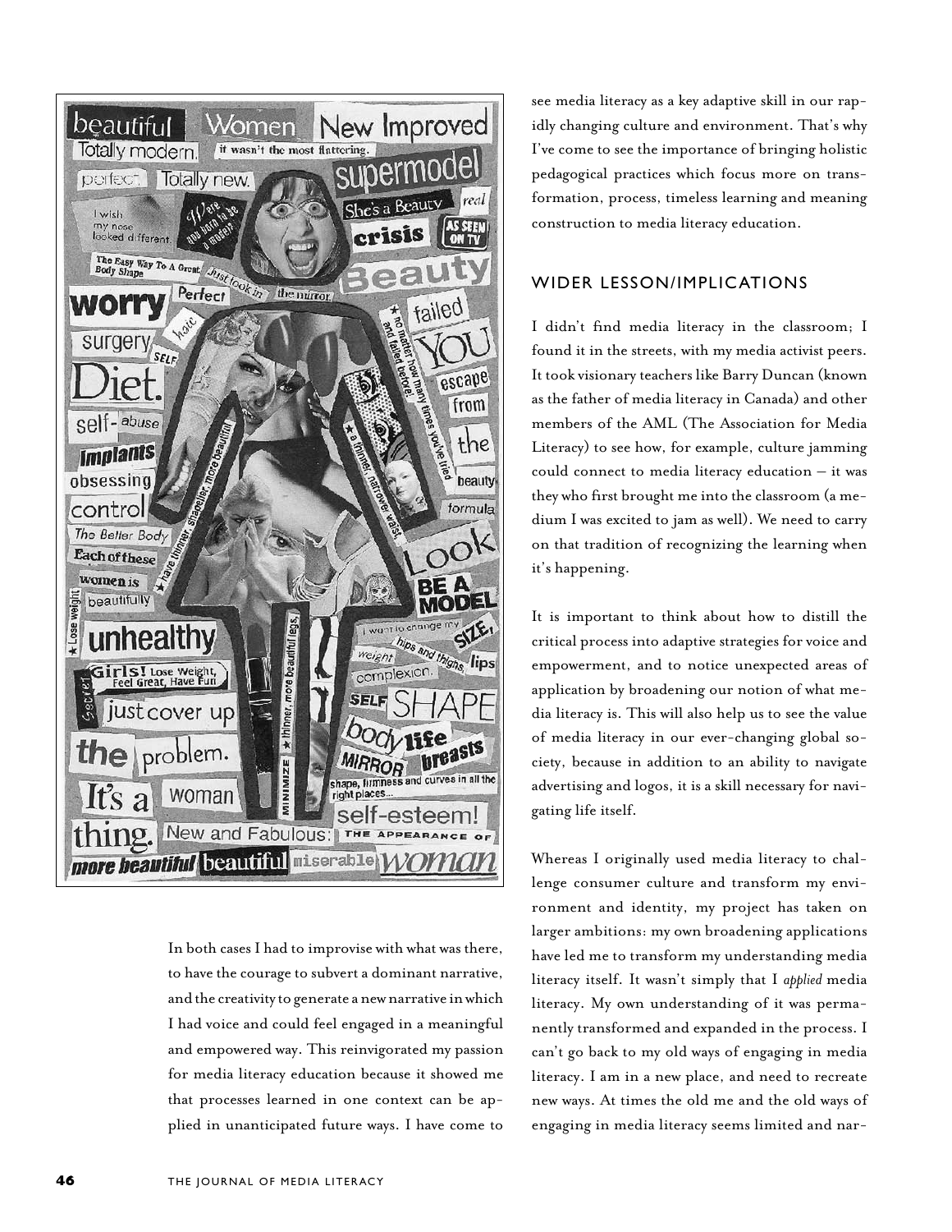In both cases I had to improvise with what was there, to have the courage to subvert a dominant narrative, and the creativity to generate a new narrative in which I had voice and could feel engaged in a meaningful and empowered way. This reinvigorated my passion for media literacy education because it showed me that processes learned in one context can be applied in unanticipated future ways. I have come to see media literacy as a key adaptive skill in our rapidly changing culture and environment. That's why I've come to see the importance of bringing holistic pedagogical practices which focus more on transformation, process, timeless learning and meaning construction to media literacy education.

## WIDER LESSON/IMPLICATIONS

I didn't find media literacy in the classroom; I found it in the streets, with my media activist peers. It took visionary teachers like Barry Duncan (known as the father of media literacy in Canada) and other members of the AML (The Association for Media Literacy) to see how, for example, culture jamming could connect to media literacy education – it was they who first brought me into the classroom (a medium I was excited to jam as well). We need to carry on that tradition of recognizing the learning when it's happening.

It is important to think about how to distill the critical process into adaptive strategies for voice and empowerment, and to notice unexpected areas of application by broadening our notion of what media literacy is. This will also help us to see the value of media literacy in our ever-changing global society, because in addition to an ability to navigate advertising and logos, it is a skill necessary for navigating life itself.

Whereas I originally used media literacy to challenge consumer culture and transform my environment and identity, my project has taken on larger ambitions: my own broadening applications have led me to transform my understanding media literacy itself. It wasn't simply that I *applied* media literacy. My own understanding of it was permanently transformed and expanded in the process. I can't go back to my old ways of engaging in media literacy. I am in a new place, and need to recreate new ways. At times the old me and the old ways of engaging in media literacy seems limited and nar-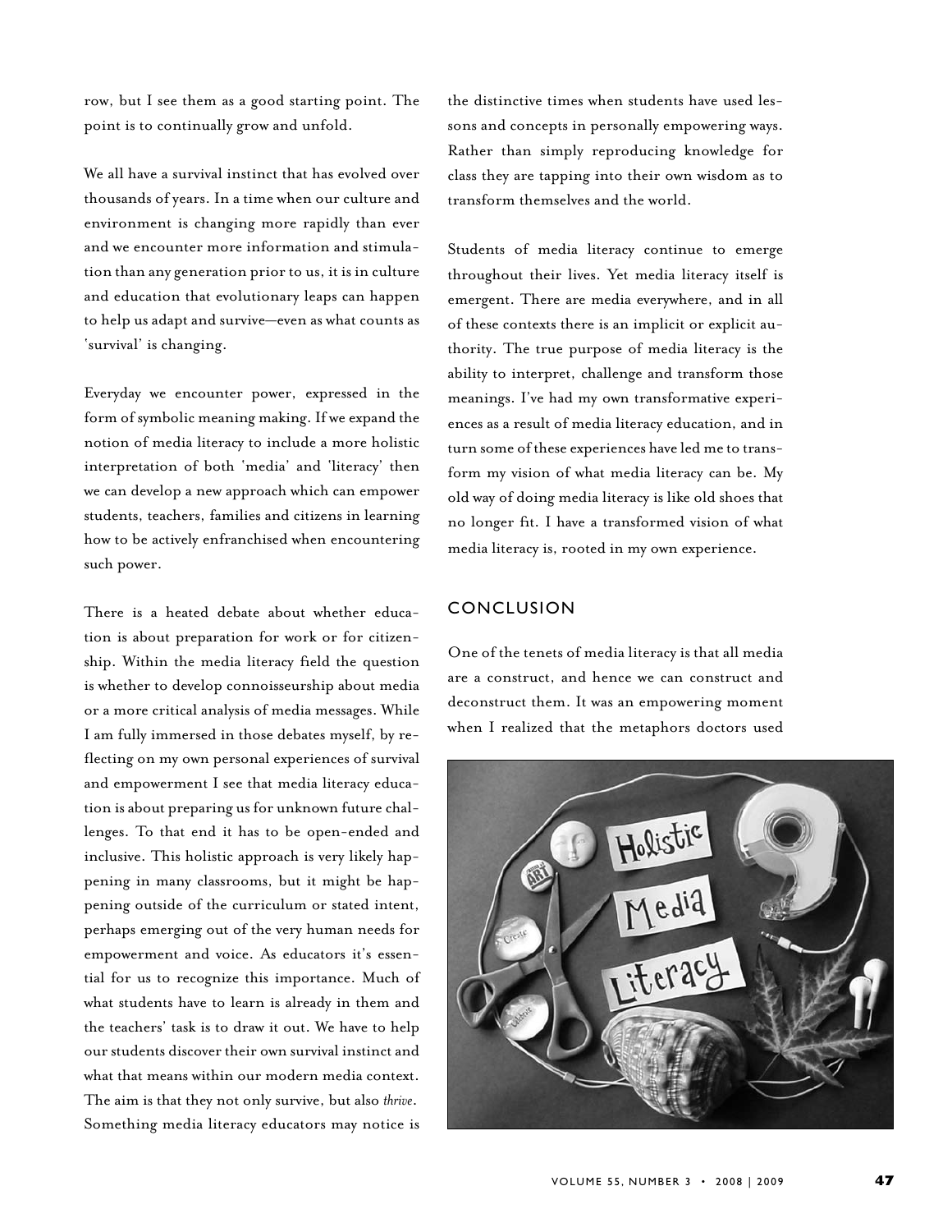row, but I see them as a good starting point. The point is to continually grow and unfold.

We all have a survival instinct that has evolved over thousands of years. In a time when our culture and environment is changing more rapidly than ever and we encounter more information and stimulation than any generation prior to us, it is in culture and education that evolutionary leaps can happen to help us adapt and survive—even as what counts as 'survival' is changing.

Everyday we encounter power, expressed in the form of symbolic meaning making. If we expand the notion of media literacy to include a more holistic interpretation of both 'media' and 'literacy' then we can develop a new approach which can empower students, teachers, families and citizens in learning how to be actively enfranchised when encountering such power.

There is a heated debate about whether education is about preparation for work or for citizenship. Within the media literacy field the question is whether to develop connoisseurship about media or a more critical analysis of media messages. While I am fully immersed in those debates myself, by reflecting on my own personal experiences of survival and empowerment I see that media literacy education is about preparing us for unknown future challenges. To that end it has to be open-ended and inclusive. This holistic approach is very likely happening in many classrooms, but it might be happening outside of the curriculum or stated intent, perhaps emerging out of the very human needs for empowerment and voice. As educators it's essential for us to recognize this importance. Much of what students have to learn is already in them and the teachers' task is to draw it out. We have to help our students discover their own survival instinct and what that means within our modern media context. The aim is that they not only survive, but also *thrive*. Something media literacy educators may notice is the distinctive times when students have used lessons and concepts in personally empowering ways. Rather than simply reproducing knowledge for class they are tapping into their own wisdom as to transform themselves and the world.

Students of media literacy continue to emerge throughout their lives. Yet media literacy itself is emergent. There are media everywhere, and in all of these contexts there is an implicit or explicit authority. The true purpose of media literacy is the ability to interpret, challenge and transform those meanings. I've had my own transformative experiences as a result of media literacy education, and in turn some of these experiences have led me to transform my vision of what media literacy can be. My old way of doing media literacy is like old shoes that no longer fit. I have a transformed vision of what media literacy is, rooted in my own experience.

## CONCLUSION

One of the tenets of media literacy is that all media are a construct, and hence we can construct and deconstruct them. It was an empowering moment when I realized that the metaphors doctors used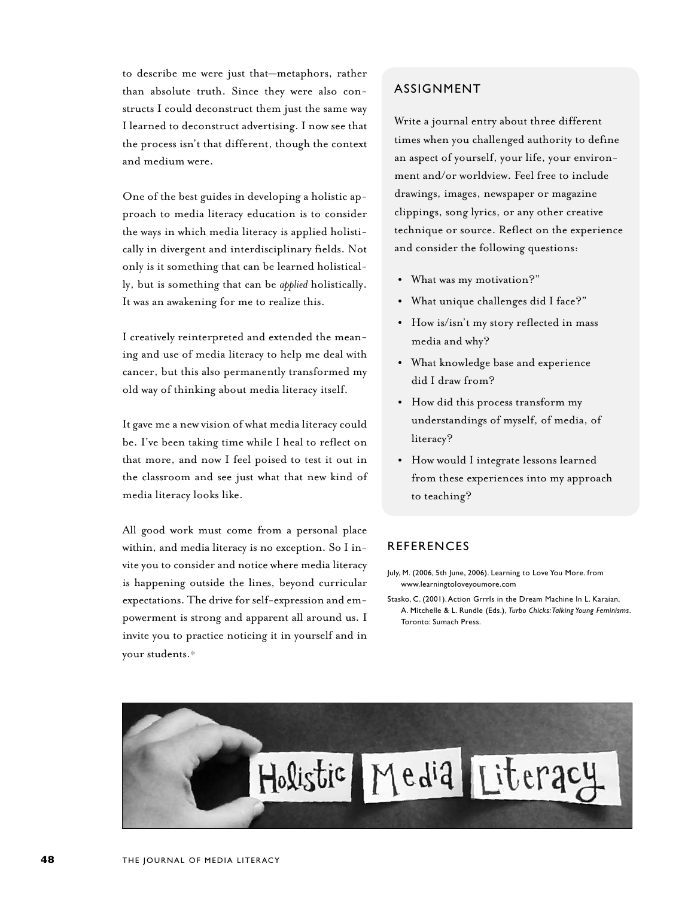to describe me were just that—metaphors, rather than absolute truth. Since they were also constructs I could deconstruct them just the same way I learned to deconstruct advertising. I now see that the process isn't that different, though the context and medium were.

One of the best guides in developing a holistic approach to media literacy education is to consider the ways in which media literacy is applied holistically in divergent and interdisciplinary fields. Not only is it something that can be learned holistically, but is something that can be *applied* holistically. It was an awakening for me to realize this.

I creatively reinterpreted and extended the meaning and use of media literacy to help me deal with cancer, but this also permanently transformed my old way of thinking about media literacy itself.

It gave me a new vision of what media literacy could be. I've been taking time while I heal to reflect on that more, and now I feel poised to test it out in the classroom and see just what that new kind of media literacy looks like.

All good work must come from a personal place within, and media literacy is no exception. So I invite you to consider and notice where media literacy is happening outside the lines, beyond curricular expectations. The drive for self-expression and empowerment is strong and apparent all around us. I invite you to practice noticing it in yourself and in your students.*

## ASSIGNMENT

Write a journal entry about three different times when you challenged authority to define an aspect of yourself, your life, your environment and/or worldview. Feel free to include drawings, images, newspaper or magazine clippings, song lyrics, or any other creative technique or source. Reflect on the experience and consider the following questions:

- What was my motivation?"
- What unique challenges did I face?"
- How is/isn't my story reflected in mass media and why?
- What knowledge base and experience did I draw from?
- How did this process transform my understandings of myself, of media, of literacy?
- How would I integrate lessons learned from these experiences into my approach to teaching?

## REFERENCES

July, M. (2006, 5th June, 2006). Learning to Love You More. from www.learningtoloveyoumore.com

Stasko, C. (2001). Action Grrrls in the Dream Machine In L. Karaian, A. Mitchelle & L. Rundle (Eds.), *Turbo Chicks: Talking Young Feminisms*. Toronto: Sumach Press.